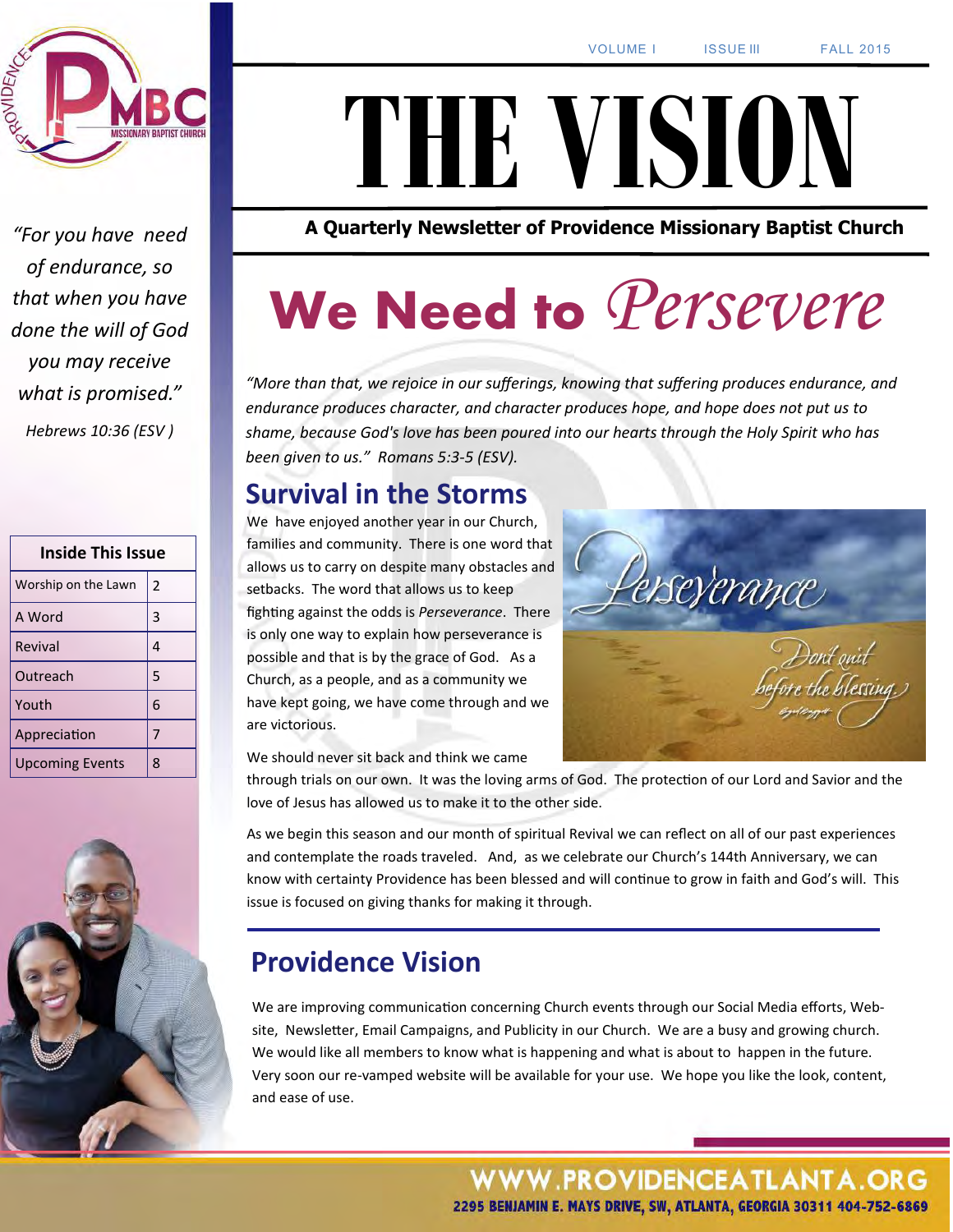VOLUME I ISSUE III FALL 2015

# THE VISION

**A Quarterly Newsletter of Providence Missionary Baptist Church**

*"For you have need of endurance, so that when you have done the will of God you may receive what is promised."*

*Hebrews 10:36 (ESV)*

| Inside This Issue | |
|---|---|
| Worship on the Lawn | 2 |
| A Word | 3 |
| Revival | 4 |
| Outreach | 5 |
| Youth | 6 |
| Appreciation | 7 |
| Upcoming Events | 8 |

# We Need to *Persevere*

*"More than that, we rejoice in our sufferings, knowing that suffering produces endurance, and endurance produces character, and character produces hope, and hope does not put us to shame, because God's love has been poured into our hearts through the Holy Spirit who has been given to us." Romans 5:3-5 (ESV).*

## Survival in the Storms

We have enjoyed another year in our Church, families and community. There is one word that allows us to carry on despite many obstacles and setbacks. The word that allows us to keep fighting against the odds is *Perseverance*. There is only one way to explain how perseverance is possible and that is by the grace of God. As a Church, as a people, and as a community we have kept going, we have come through and we are victorious.

We should never sit back and think we came through trials on our own. It was the loving arms of God. The protection of our Lord and Savior and the love of Jesus has allowed us to make it to the other side.

As we begin this season and our month of spiritual Revival we can reflect on all of our past experiences and contemplate the roads traveled. And, as we celebrate our Church's 144th Anniversary, we can know with certainty Providence has been blessed and will continue to grow in faith and God's will. This issue is focused on giving thanks for making it through.

## Providence Vision

We are improving communication concerning Church events through our Social Media efforts, Website, Newsletter, Email Campaigns, and Publicity in our Church. We are a busy and growing church. We would like all members to know what is happening and what is about to happen in the future. Very soon our re-vamped website will be available for your use. We hope you like the look, content, and ease of use.

**WWW.PROVIDENCEATLANTA.ORG**

**2295 BENJAMIN E. MAYS DRIVE, SW, ATLANTA, GEORGIA 30311 404-752-6869**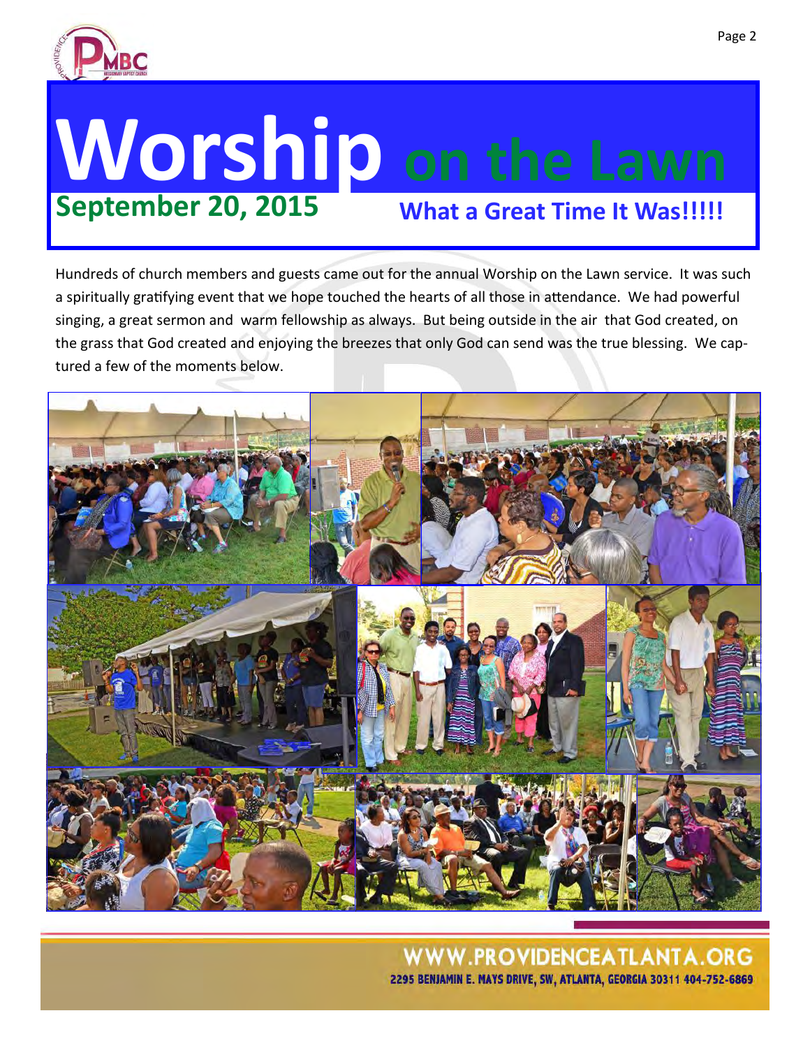# Worship on the Lawn

**September 20, 2015**

**What a Great Time It Was!!!!!**

Hundreds of church members and guests came out for the annual Worship on the Lawn service. It was such a spiritually gratifying event that we hope touched the hearts of all those in attendance. We had powerful singing, a great sermon and warm fellowship as always. But being outside in the air that God created, on the grass that God created and enjoying the breezes that only God can send was the true blessing. We captured a few of the moments below.

WWW.PROVIDENCEATLANTA.ORG

2295 BENJAMIN E. MAYS DRIVE, SW, ATLANTA, GEORGIA 30311 404-752-6869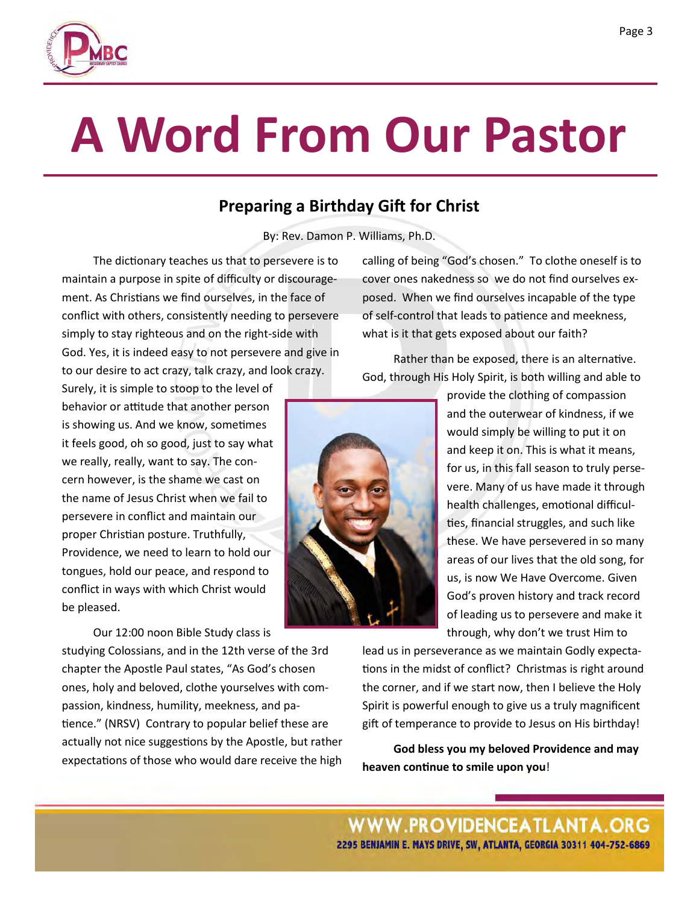# A Word From Our Pastor

## Preparing a Birthday Gift for Christ

By: Rev. Damon P. Williams, Ph.D.

The dictionary teaches us that to persevere is to maintain a purpose in spite of difficulty or discouragement. As Christians we find ourselves, in the face of conflict with others, consistently needing to persevere simply to stay righteous and on the right-side with God. Yes, it is indeed easy to not persevere and give in to our desire to act crazy, talk crazy, and look crazy. Surely, it is simple to stoop to the level of behavior or attitude that another person is showing us. And we know, sometimes it feels good, oh so good, just to say what we really, really, want to say. The concern however, is the shame we cast on the name of Jesus Christ when we fail to persevere in conflict and maintain our proper Christian posture. Truthfully, Providence, we need to learn to hold our tongues, hold our peace, and respond to conflict in ways with which Christ would be pleased.

Our 12:00 noon Bible Study class is studying Colossians, and in the 12th verse of the 3rd chapter the Apostle Paul states, "As God's chosen ones, holy and beloved, clothe yourselves with compassion, kindness, humility, meekness, and patience." (NRSV) Contrary to popular belief these are actually not nice suggestions by the Apostle, but rather expectations of those who would dare receive the high calling of being "God's chosen." To clothe oneself is to cover ones nakedness so we do not find ourselves exposed. When we find ourselves incapable of the type of self-control that leads to patience and meekness, what is it that gets exposed about our faith?

Rather than be exposed, there is an alternative. God, through His Holy Spirit, is both willing and able to provide the clothing of compassion and the outerwear of kindness, if we would simply be willing to put it on and keep it on. This is what it means, for us, in this fall season to truly persevere. Many of us have made it through health challenges, emotional difficulties, financial struggles, and such like these. We have persevered in so many areas of our lives that the old song, for us, is now We Have Overcome. Given God's proven history and track record of leading us to persevere and make it through, why don't we trust Him to lead us in perseverance as we maintain Godly expectations in the midst of conflict? Christmas is right around the corner, and if we start now, then I believe the Holy Spirit is powerful enough to give us a truly magnificent gift of temperance to provide to Jesus on His birthday!

**God bless you my beloved Providence and may heaven continue to smile upon you**!

WWW.PROVIDENCEATLANTA.ORG
2295 BENJAMIN E. MAYS DRIVE, SW, ATLANTA, GEORGIA 30311 404-752-6869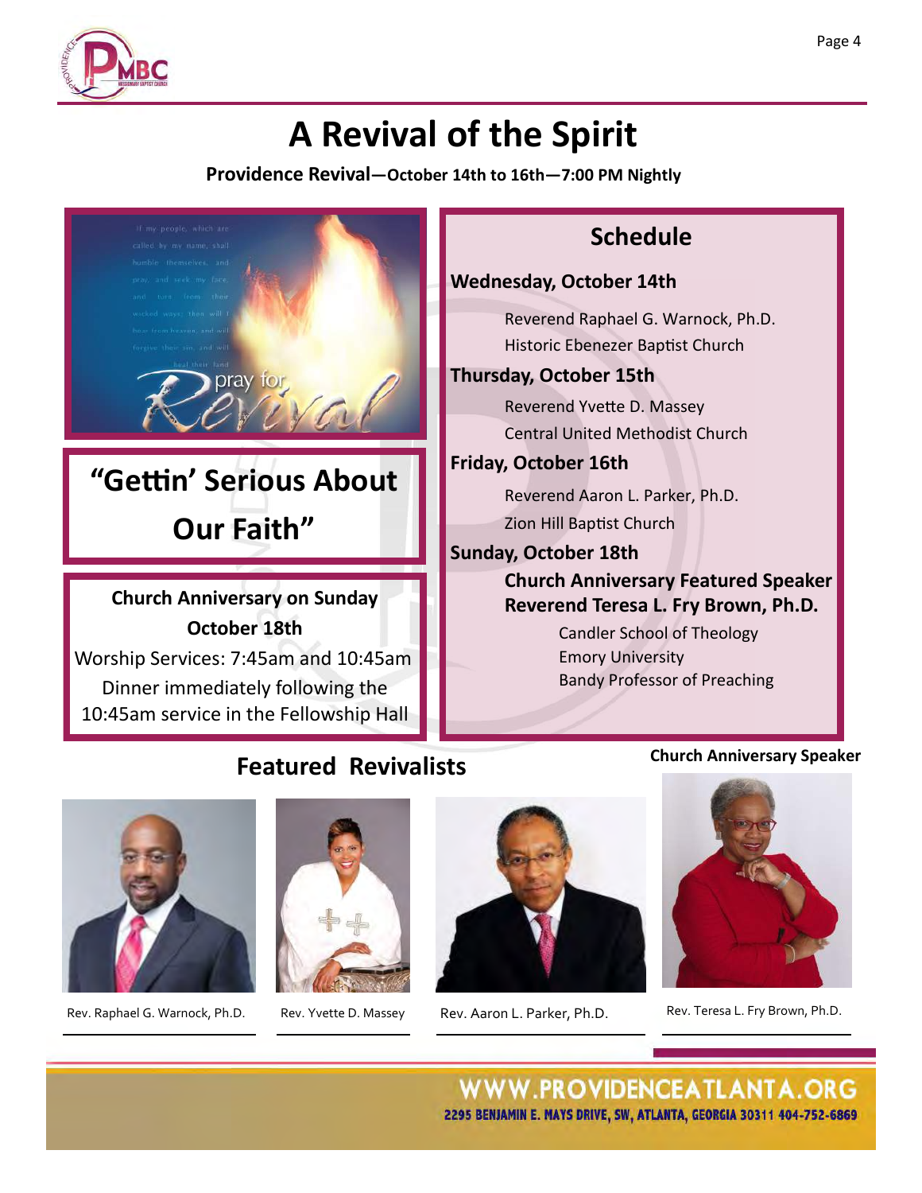# A Revival of the Spirit

**Providence Revival—October 14th to 16th—7:00 PM Nightly**

## "Gettin' Serious About Our Faith"

**Church Anniversary on Sunday October 18th**

Worship Services: 7:45am and 10:45am

Dinner immediately following the 10:45am service in the Fellowship Hall

## Schedule

**Wednesday, October 14th**

Reverend Raphael G. Warnock, Ph.D.
Historic Ebenezer Baptist Church

**Thursday, October 15th**

Reverend Yvette D. Massey
Central United Methodist Church

**Friday, October 16th**

Reverend Aaron L. Parker, Ph.D.
Zion Hill Baptist Church

**Sunday, October 18th**

**Church Anniversary Featured Speaker**
**Reverend Teresa L. Fry Brown, Ph.D.**
Candler School of Theology
Emory University
Bandy Professor of Preaching

## Featured Revivalists

Rev. Raphael G. Warnock, Ph.D.

Rev. Yvette D. Massey

Rev. Aaron L. Parker, Ph.D.

**Church Anniversary Speaker**

Rev. Teresa L. Fry Brown, Ph.D.

WWW.PROVIDENCEATLANTA.ORG
2295 BENJAMIN E. MAYS DRIVE, SW, ATLANTA, GEORGIA 30311 404-752-6869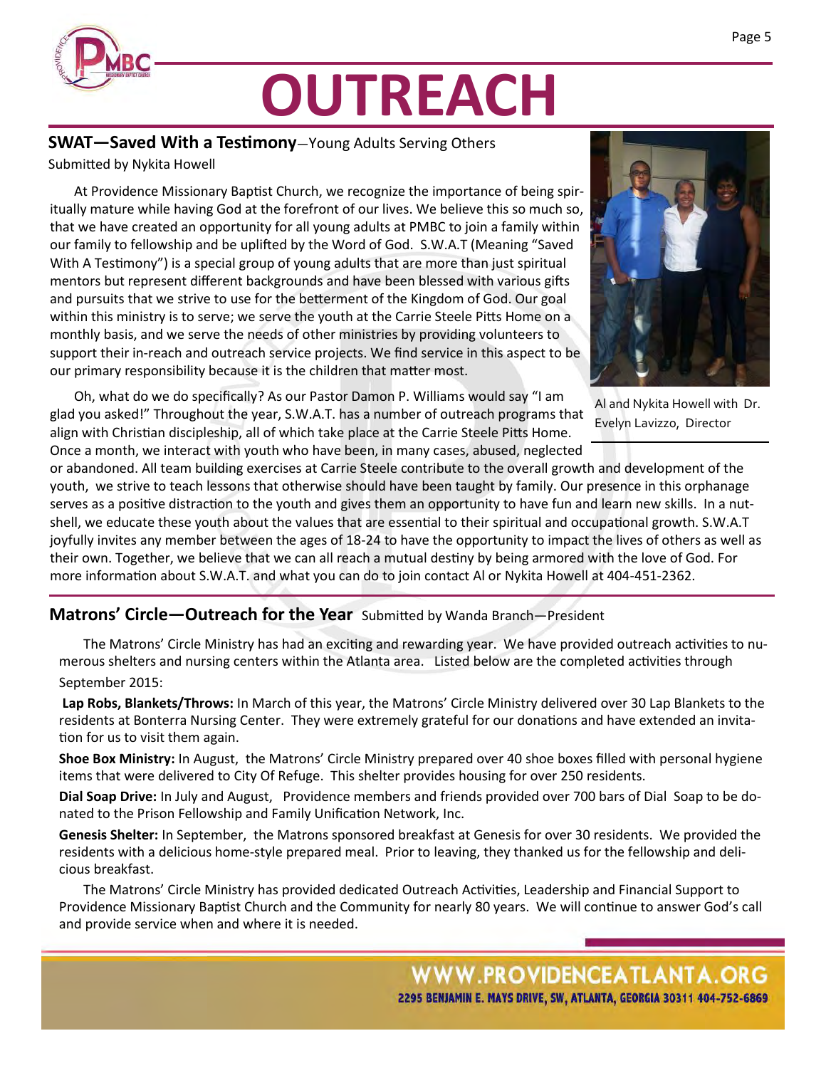# OUTREACH

## SWAT—Saved With a Testimony—Young Adults Serving Others

Submitted by Nykita Howell

At Providence Missionary Baptist Church, we recognize the importance of being spiritually mature while having God at the forefront of our lives. We believe this so much so, that we have created an opportunity for all young adults at PMBC to join a family within our family to fellowship and be uplifted by the Word of God. S.W.A.T (Meaning "Saved With A Testimony") is a special group of young adults that are more than just spiritual mentors but represent different backgrounds and have been blessed with various gifts and pursuits that we strive to use for the betterment of the Kingdom of God. Our goal within this ministry is to serve; we serve the youth at the Carrie Steele Pitts Home on a monthly basis, and we serve the needs of other ministries by providing volunteers to support their in-reach and outreach service projects. We find service in this aspect to be our primary responsibility because it is the children that matter most.

Al and Nykita Howell with Dr. Evelyn Lavizzo, Director

Oh, what do we do specifically? As our Pastor Damon P. Williams would say "I am glad you asked!" Throughout the year, S.W.A.T. has a number of outreach programs that align with Christian discipleship, all of which take place at the Carrie Steele Pitts Home. Once a month, we interact with youth who have been, in many cases, abused, neglected or abandoned. All team building exercises at Carrie Steele contribute to the overall growth and development of the youth, we strive to teach lessons that otherwise should have been taught by family. Our presence in this orphanage serves as a positive distraction to the youth and gives them an opportunity to have fun and learn new skills. In a nutshell, we educate these youth about the values that are essential to their spiritual and occupational growth. S.W.A.T joyfully invites any member between the ages of 18-24 to have the opportunity to impact the lives of others as well as their own. Together, we believe that we can all reach a mutual destiny by being armored with the love of God. For more information about S.W.A.T. and what you can do to join contact Al or Nykita Howell at 404-451-2362.

## Matrons' Circle—Outreach for the Year

Submitted by Wanda Branch—President

The Matrons' Circle Ministry has had an exciting and rewarding year. We have provided outreach activities to numerous shelters and nursing centers within the Atlanta area. Listed below are the completed activities through September 2015:

**Lap Robs, Blankets/Throws:** In March of this year, the Matrons' Circle Ministry delivered over 30 Lap Blankets to the residents at Bonterra Nursing Center. They were extremely grateful for our donations and have extended an invitation for us to visit them again.

**Shoe Box Ministry:** In August, the Matrons' Circle Ministry prepared over 40 shoe boxes filled with personal hygiene items that were delivered to City Of Refuge. This shelter provides housing for over 250 residents.

**Dial Soap Drive:** In July and August, Providence members and friends provided over 700 bars of Dial Soap to be donated to the Prison Fellowship and Family Unification Network, Inc.

**Genesis Shelter:** In September, the Matrons sponsored breakfast at Genesis for over 30 residents. We provided the residents with a delicious home-style prepared meal. Prior to leaving, they thanked us for the fellowship and delicious breakfast.

The Matrons' Circle Ministry has provided dedicated Outreach Activities, Leadership and Financial Support to Providence Missionary Baptist Church and the Community for nearly 80 years. We will continue to answer God's call and provide service when and where it is needed.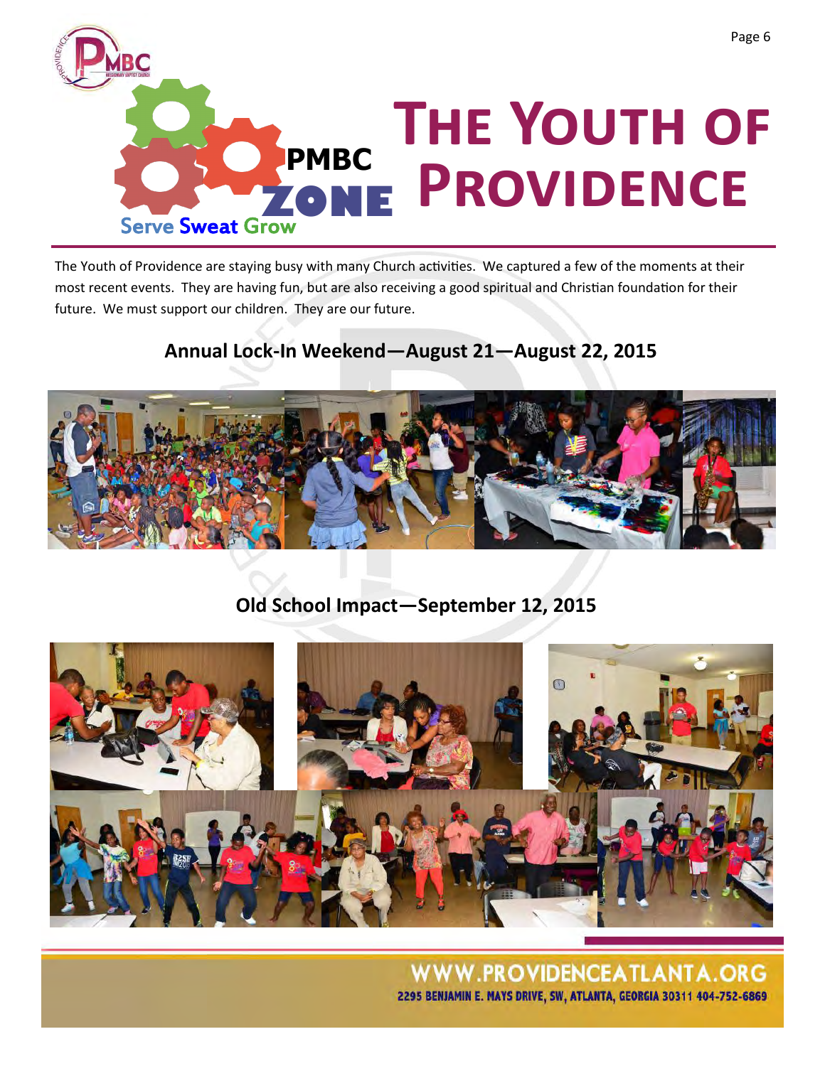# The Youth of Providence

PMBC ZONE

Serve Sweat Grow

The Youth of Providence are staying busy with many Church activities. We captured a few of the moments at their most recent events. They are having fun, but are also receiving a good spiritual and Christian foundation for their future. We must support our children. They are our future.

## Annual Lock-In Weekend—August 21—August 22, 2015

## Old School Impact—September 12, 2015

WWW.PROVIDENCEATLANTA.ORG

2295 BENJAMIN E. MAYS DRIVE, SW, ATLANTA, GEORGIA 30311 404-752-6869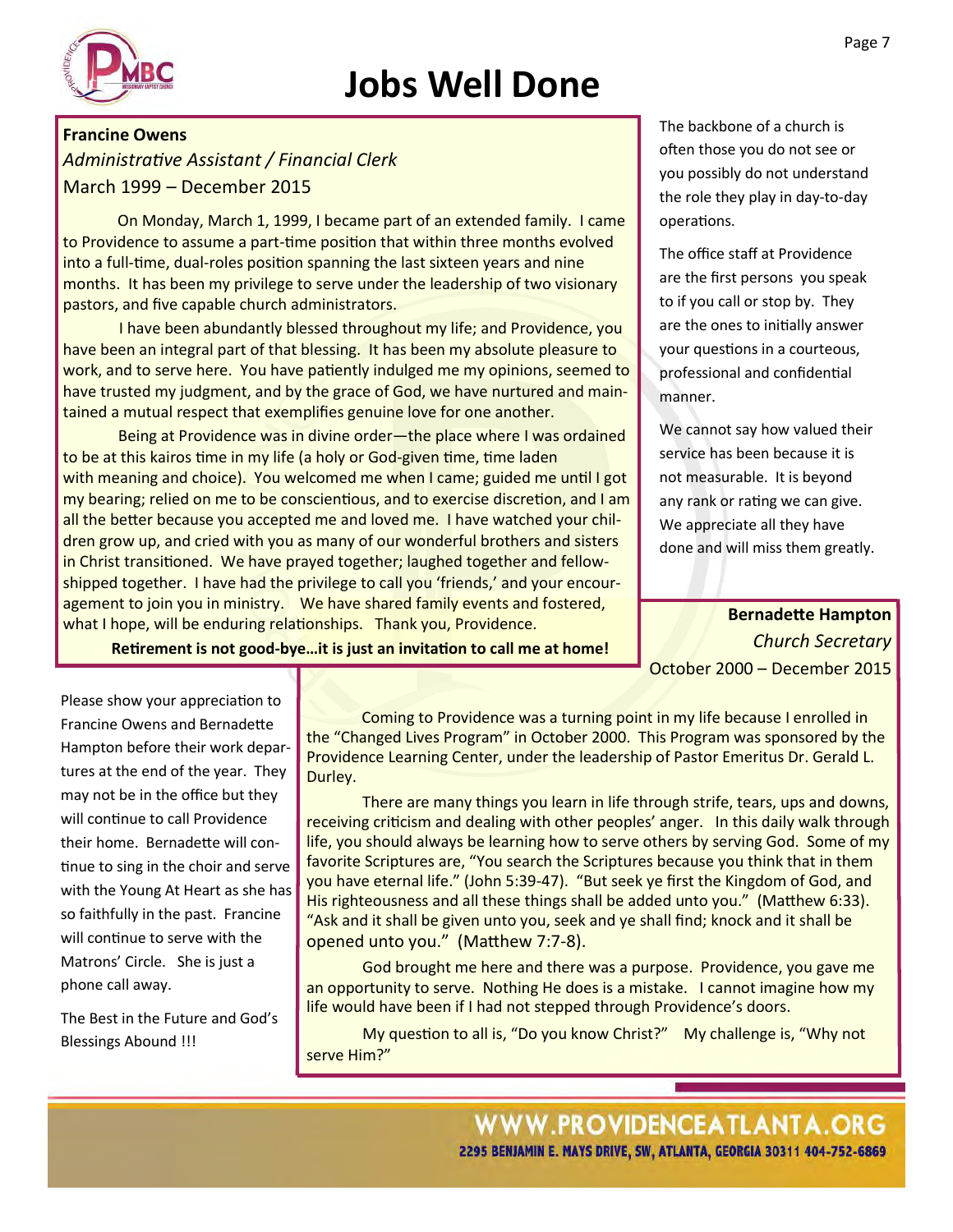# Jobs Well Done

**Francine Owens**

*Administrative Assistant / Financial Clerk*

March 1999 – December 2015

On Monday, March 1, 1999, I became part of an extended family. I came to Providence to assume a part-time position that within three months evolved into a full-time, dual-roles position spanning the last sixteen years and nine months. It has been my privilege to serve under the leadership of two visionary pastors, and five capable church administrators.

I have been abundantly blessed throughout my life; and Providence, you have been an integral part of that blessing. It has been my absolute pleasure to work, and to serve here. You have patiently indulged me my opinions, seemed to have trusted my judgment, and by the grace of God, we have nurtured and maintained a mutual respect that exemplifies genuine love for one another.

Being at Providence was in divine order—the place where I was ordained to be at this kairos time in my life (a holy or God-given time, time laden with meaning and choice). You welcomed me when I came; guided me until I got my bearing; relied on me to be conscientious, and to exercise discretion, and I am all the better because you accepted me and loved me. I have watched your children grow up, and cried with you as many of our wonderful brothers and sisters in Christ transitioned. We have prayed together; laughed together and fellowshipped together. I have had the privilege to call you 'friends,' and your encouragement to join you in ministry. We have shared family events and fostered, what I hope, will be enduring relationships. Thank you, Providence.

**Retirement is not good-bye…it is just an invitation to call me at home!**

The backbone of a church is often those you do not see or you possibly do not understand the role they play in day-to-day operations.

The office staff at Providence are the first persons you speak to if you call or stop by. They are the ones to initially answer your questions in a courteous, professional and confidential manner.

We cannot say how valued their service has been because it is not measurable. It is beyond any rank or rating we can give. We appreciate all they have done and will miss them greatly.

**Bernadette Hampton**

*Church Secretary*

October 2000 – December 2015

Coming to Providence was a turning point in my life because I enrolled in the "Changed Lives Program" in October 2000. This Program was sponsored by the Providence Learning Center, under the leadership of Pastor Emeritus Dr. Gerald L. Durley.

There are many things you learn in life through strife, tears, ups and downs, receiving criticism and dealing with other peoples' anger. In this daily walk through life, you should always be learning how to serve others by serving God. Some of my favorite Scriptures are, "You search the Scriptures because you think that in them you have eternal life." (John 5:39-47). "But seek ye first the Kingdom of God, and His righteousness and all these things shall be added unto you." (Matthew 6:33). "Ask and it shall be given unto you, seek and ye shall find; knock and it shall be opened unto you." (Matthew 7:7-8).

God brought me here and there was a purpose. Providence, you gave me an opportunity to serve. Nothing He does is a mistake. I cannot imagine how my life would have been if I had not stepped through Providence's doors.

My question to all is, "Do you know Christ?" My challenge is, "Why not serve Him?"

Please show your appreciation to Francine Owens and Bernadette Hampton before their work departures at the end of the year. They may not be in the office but they will continue to call Providence their home. Bernadette will continue to sing in the choir and serve with the Young At Heart as she has so faithfully in the past. Francine will continue to serve with the Matrons' Circle. She is just a phone call away.

The Best in the Future and God's Blessings Abound !!!

WWW.PROVIDENCEATLANTA.ORG

2295 BENJAMIN E. MAYS DRIVE, SW, ATLANTA, GEORGIA 30311 404-752-6869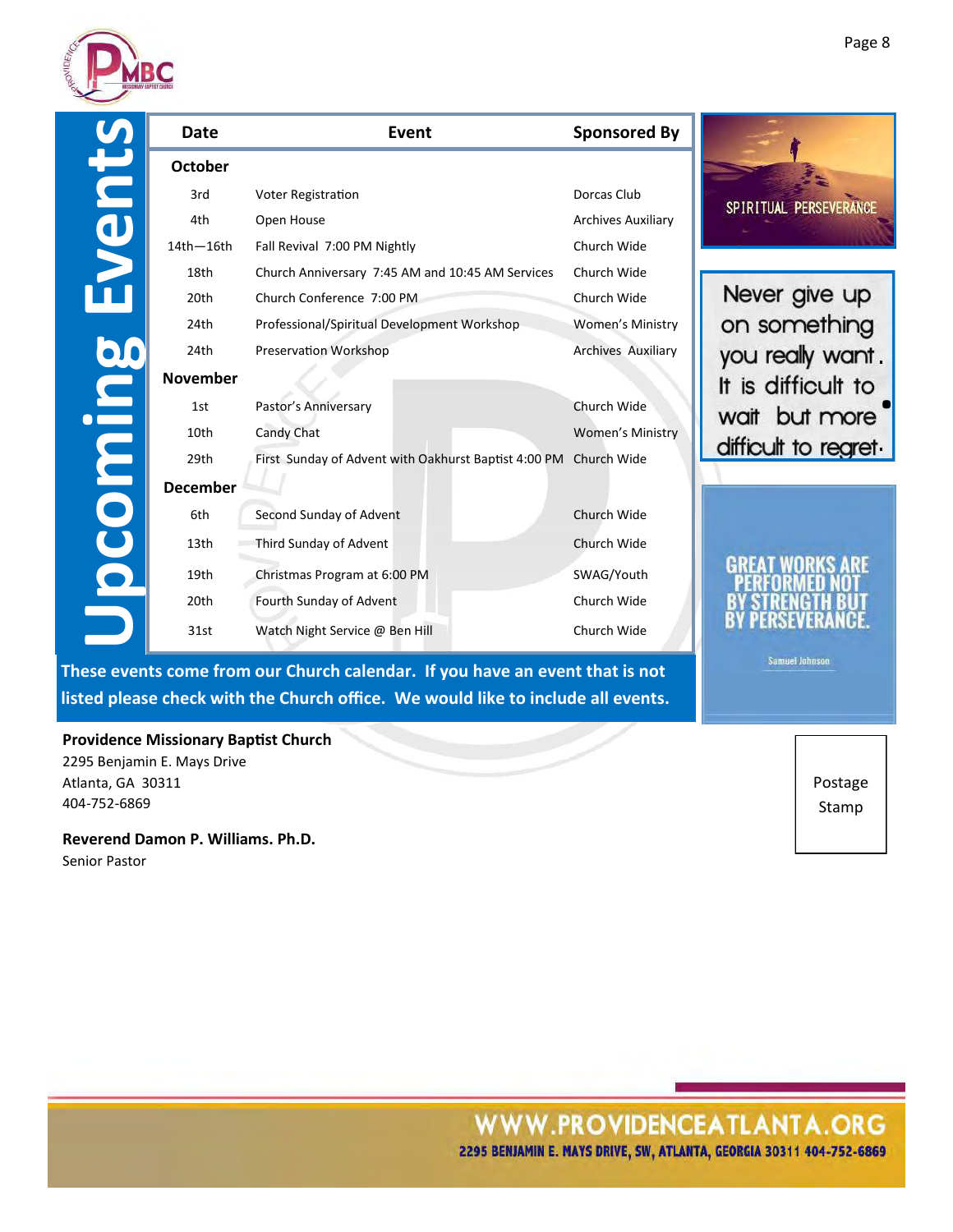# Upcoming Events

| Date | Event | Sponsored By |
|---|---|---|
| **October** | | |
| 3rd | Voter Registration | Dorcas Club |
| 4th | Open House | Archives Auxiliary |
| 14th—16th | Fall Revival 7:00 PM Nightly | Church Wide |
| 18th | Church Anniversary 7:45 AM and 10:45 AM Services | Church Wide |
| 20th | Church Conference 7:00 PM | Church Wide |
| 24th | Professional/Spiritual Development Workshop | Women's Ministry |
| 24th | Preservation Workshop | Archives Auxiliary |
| **November** | | |
| 1st | Pastor's Anniversary | Church Wide |
| 10th | Candy Chat | Women's Ministry |
| 29th | First Sunday of Advent with Oakhurst Baptist 4:00 PM | Church Wide |
| **December** | | |
| 6th | Second Sunday of Advent | Church Wide |
| 13th | Third Sunday of Advent | Church Wide |
| 19th | Christmas Program at 6:00 PM | SWAG/Youth |
| 20th | Fourth Sunday of Advent | Church Wide |
| 31st | Watch Night Service @ Ben Hill | Church Wide |

**These events come from our Church calendar. If you have an event that is not listed please check with the Church office. We would like to include all events.**

SPIRITUAL PERSEVERANCE

Never give up on something you really want. It is difficult to wait but more difficult to regret.

GREAT WORKS ARE PERFORMED NOT BY STRENGTH BUT BY PERSEVERANCE.

Samuel Johnson

**Providence Missionary Baptist Church**
2295 Benjamin E. Mays Drive
Atlanta, GA 30311
404-752-6869

**Reverend Damon P. Williams. Ph.D.**
Senior Pastor

Postage Stamp

WWW.PROVIDENCEATLANTA.ORG
2295 BENJAMIN E. MAYS DRIVE, SW, ATLANTA, GEORGIA 30311 404-752-6869